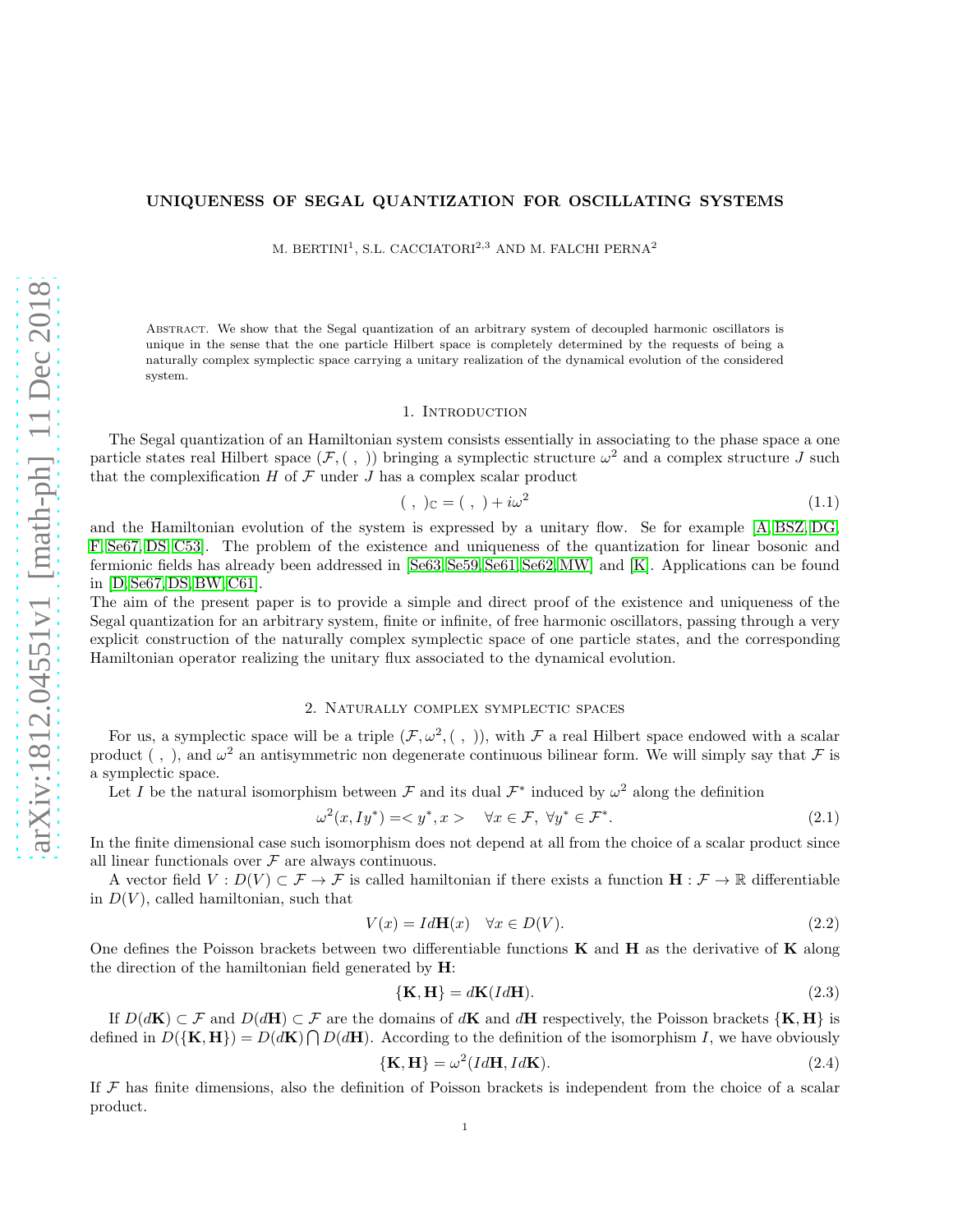# UNIQUENESS OF SEGAL QUANTIZATION FOR OSCILLATING SYSTEMS

M. BERTINI[1], S.L. CACCIATORI[2,3] AND M. FALCHI PERNA[2]

Abstract. We show that the Segal quantization of an arbitrary system of decoupled harmonic oscillators is unique in the sense that the one particle Hilbert space is completely determined by the requests of being a naturally complex symplectic space carrying a unitary realization of the dynamical evolution of the considered system.

## 1. Introduction

The Segal quantization of an Hamiltonian system consists essentially in associating to the phase space a one particle states real Hilbert space $(\mathcal{F}, (\ ,\ ))$ bringing a symplectic structure $\omega^2$ and a complex structure $J$ such that the complexification $H$ of $\mathcal{F}$ under $J$ has a complex scalar product

$$(\ ,\ )_{\mathbb{C}} = (\ ,\ ) + i\omega^2 \tag{1.1}$$

and the Hamiltonian evolution of the system is expressed by a unitary flow. Se for example [A, BSZ, DG, F, Se67, DS, C53]. The problem of the existence and uniqueness of the quantization for linear bosonic and fermionic fields has already been addressed in [Se63, Se59, Se61, Se62, MW] and [K]. Applications can be found in [D, Se67, DS, BW, C61].

The aim of the present paper is to provide a simple and direct proof of the existence and uniqueness of the Segal quantization for an arbitrary system, finite or infinite, of free harmonic oscillators, passing through a very explicit construction of the naturally complex symplectic space of one particle states, and the corresponding Hamiltonian operator realizing the unitary flux associated to the dynamical evolution.

## 2. Naturally complex symplectic spaces

For us, a symplectic space will be a triple $(\mathcal{F}, \omega^2, (\ ,\ ))$, with $\mathcal{F}$ a real Hilbert space endowed with a scalar product $(\ ,\ )$, and $\omega^2$ an antisymmetric non degenerate continuous bilinear form. We will simply say that $\mathcal{F}$ is a symplectic space.

Let $I$ be the natural isomorphism between $\mathcal{F}$ and its dual $\mathcal{F}^*$ induced by $\omega^2$ along the definition

$$\omega^2(x, Iy^*) = < y^*, x > \quad \forall x \in \mathcal{F},\ \forall y^* \in \mathcal{F}^*. \tag{2.1}$$

In the finite dimensional case such isomorphism does not depend at all from the choice of a scalar product since all linear functionals over $\mathcal{F}$ are always continuous.

A vector field $V : D(V) \subset \mathcal{F} \to \mathcal{F}$ is called hamiltonian if there exists a function $\mathbf{H} : \mathcal{F} \to \mathbb{R}$ differentiable in $D(V)$, called hamiltonian, such that

$$V(x) = Id\mathbf{H}(x) \quad \forall x \in D(V). \tag{2.2}$$

One defines the Poisson brackets between two differentiable functions $\mathbf{K}$ and $\mathbf{H}$ as the derivative of $\mathbf{K}$ along the direction of the hamiltonian field generated by $\mathbf{H}$:

$$\{\mathbf{K}, \mathbf{H}\} = d\mathbf{K}(Id\mathbf{H}). \tag{2.3}$$

If $D(d\mathbf{K}) \subset \mathcal{F}$ and $D(d\mathbf{H}) \subset \mathcal{F}$ are the domains of $d\mathbf{K}$ and $d\mathbf{H}$ respectively, the Poisson brackets $\{\mathbf{K}, \mathbf{H}\}$ is defined in $D(\{\mathbf{K}, \mathbf{H}\}) = D(d\mathbf{K}) \bigcap D(d\mathbf{H})$. According to the definition of the isomorphism $I$, we have obviously

$$\{\mathbf{K}, \mathbf{H}\} = \omega^2(Id\mathbf{H}, Id\mathbf{K}). \tag{2.4}$$

If $\mathcal{F}$ has finite dimensions, also the definition of Poisson brackets is independent from the choice of a scalar product.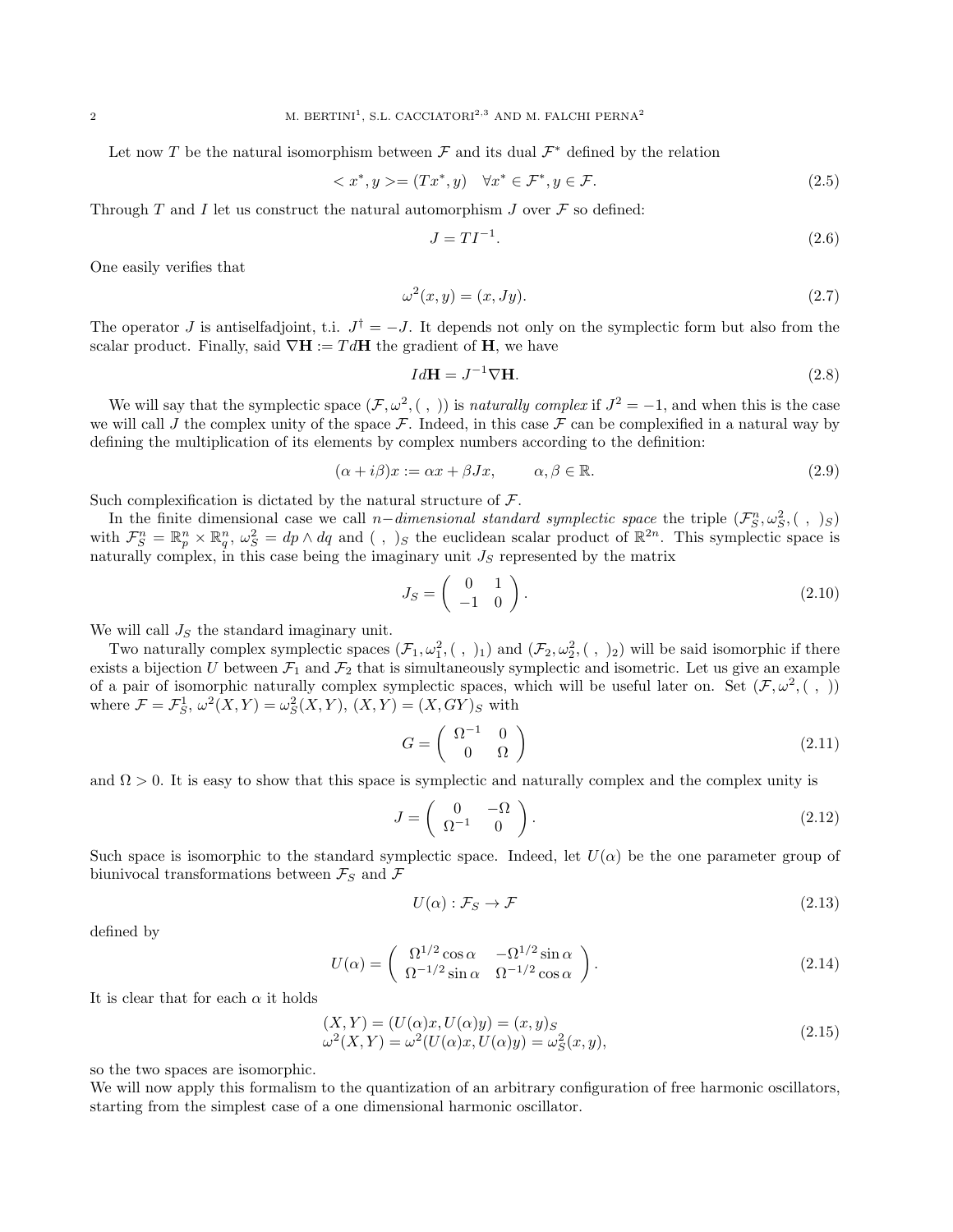Let now $T$ be the natural isomorphism between $\mathcal{F}$ and its dual $\mathcal{F}^*$ defined by the relation

$$< x^*, y >= (Tx^*, y) \quad \forall x^* \in \mathcal{F}^*, y \in \mathcal{F}. \tag{2.5}$$

Through $T$ and $I$ let us construct the natural automorphism $J$ over $\mathcal{F}$ so defined:

$$J = TI^{-1}. \tag{2.6}$$

One easily verifies that

$$\omega^2(x, y) = (x, Jy). \tag{2.7}$$

The operator $J$ is antiselfadjoint, t.i. $J^\dagger = -J$. It depends not only on the symplectic form but also from the scalar product. Finally, said $\nabla \mathbf{H} := Td\mathbf{H}$ the gradient of $\mathbf{H}$, we have

$$Id\mathbf{H} = J^{-1}\nabla\mathbf{H}. \tag{2.8}$$

We will say that the symplectic space $(\mathcal{F}, \omega^2, (\ ,\ ))$ is *naturally complex* if $J^2 = -1$, and when this is the case we will call $J$ the complex unity of the space $\mathcal{F}$. Indeed, in this case $\mathcal{F}$ can be complexified in a natural way by defining the multiplication of its elements by complex numbers according to the definition:

$$(\alpha + i\beta)x := \alpha x + \beta Jx, \qquad \alpha, \beta \in \mathbb{R}. \tag{2.9}$$

Such complexification is dictated by the natural structure of $\mathcal{F}$.

In the finite dimensional case we call $n-$*dimensional standard symplectic space* the triple $(\mathcal{F}_S^n, \omega_S^2, (\ ,\ )_S)$ with $\mathcal{F}_S^n = \mathbb{R}_p^n \times \mathbb{R}_q^n$, $\omega_S^2 = dp \wedge dq$ and $(\ ,\ )_S$ the euclidean scalar product of $\mathbb{R}^{2n}$. This symplectic space is naturally complex, in this case being the imaginary unit $J_S$ represented by the matrix

$$J_S = \begin{pmatrix} 0 & 1 \\ -1 & 0 \end{pmatrix}. \tag{2.10}$$

We will call $J_S$ the standard imaginary unit.

Two naturally complex symplectic spaces $(\mathcal{F}_1, \omega_1^2, (\ ,\ )_1)$ and $(\mathcal{F}_2, \omega_2^2, (\ ,\ )_2)$ will be said isomorphic if there exists a bijection $U$ between $\mathcal{F}_1$ and $\mathcal{F}_2$ that is simultaneously symplectic and isometric. Let us give an example of a pair of isomorphic naturally complex symplectic spaces, which will be useful later on. Set $(\mathcal{F}, \omega^2, (\ ,\ ))$ where $\mathcal{F} = \mathcal{F}_S^1$, $\omega^2(X, Y) = \omega_S^2(X, Y)$, $(X, Y) = (X, GY)_S$ with

$$G = \begin{pmatrix} \Omega^{-1} & 0 \\ 0 & \Omega \end{pmatrix} \tag{2.11}$$

and $\Omega > 0$. It is easy to show that this space is symplectic and naturally complex and the complex unity is

$$J = \begin{pmatrix} 0 & -\Omega \\ \Omega^{-1} & 0 \end{pmatrix}. \tag{2.12}$$

Such space is isomorphic to the standard symplectic space. Indeed, let $U(\alpha)$ be the one parameter group of biunivocal transformations between $\mathcal{F}_S$ and $\mathcal{F}$

$$U(\alpha) : \mathcal{F}_S \to \mathcal{F} \tag{2.13}$$

defined by

$$U(\alpha) = \begin{pmatrix} \Omega^{1/2}\cos\alpha & -\Omega^{1/2}\sin\alpha \\ \Omega^{-1/2}\sin\alpha & \Omega^{-1/2}\cos\alpha \end{pmatrix}. \tag{2.14}$$

It is clear that for each $\alpha$ it holds

$$\begin{aligned} (X, Y) &= (U(\alpha)x, U(\alpha)y) = (x, y)_S \\ \omega^2(X, Y) &= \omega^2(U(\alpha)x, U(\alpha)y) = \omega_S^2(x, y), \end{aligned} \tag{2.15}$$

so the two spaces are isomorphic.

We will now apply this formalism to the quantization of an arbitrary configuration of free harmonic oscillators, starting from the simplest case of a one dimensional harmonic oscillator.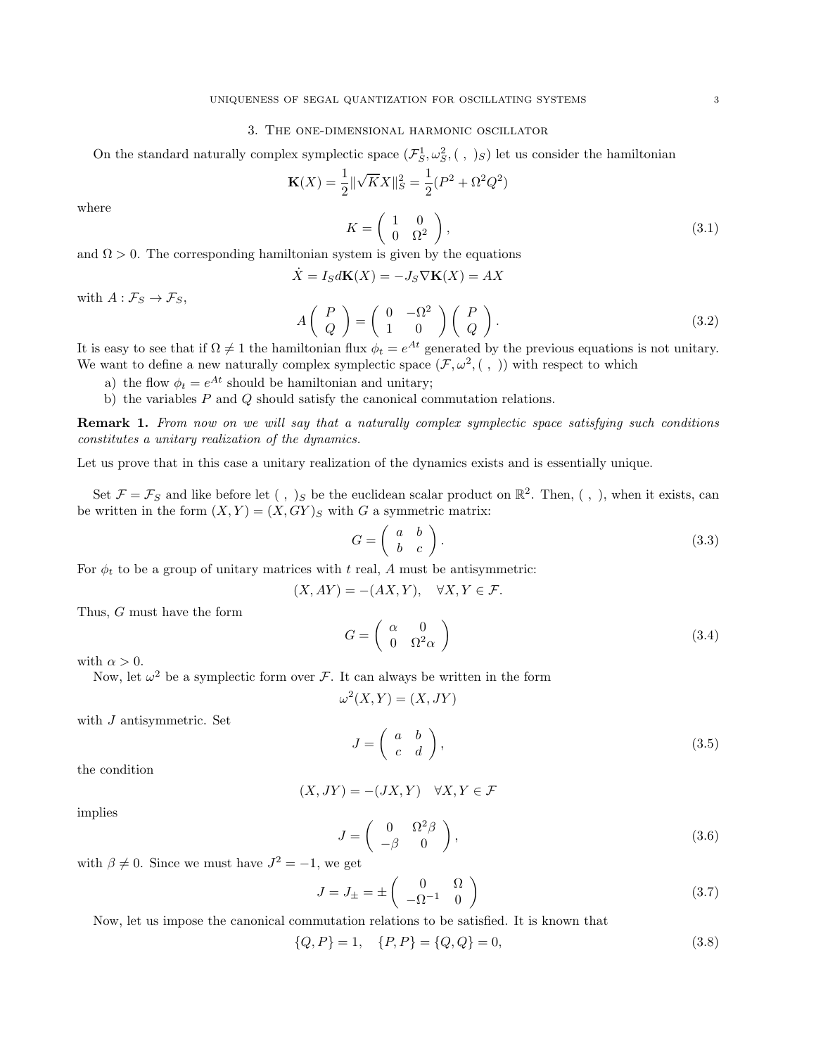## 3. The one-dimensional harmonic oscillator

On the standard naturally complex symplectic space $(\mathcal{F}_S^1, \omega_S^2, (\ ,\ )_S)$ let us consider the hamiltonian

$$\mathbf{K}(X) = \frac{1}{2}\|\sqrt{K}X\|_S^2 = \frac{1}{2}(P^2 + \Omega^2 Q^2)$$

where

$$K = \begin{pmatrix} 1 & 0 \\ 0 & \Omega^2 \end{pmatrix}, \tag{3.1}$$

and $\Omega > 0$. The corresponding hamiltonian system is given by the equations

$$\dot{X} = I_S d\mathbf{K}(X) = -J_S \nabla \mathbf{K}(X) = AX$$

with $A : \mathcal{F}_S \to \mathcal{F}_S$,

$$A \begin{pmatrix} P \\ Q \end{pmatrix} = \begin{pmatrix} 0 & -\Omega^2 \\ 1 & 0 \end{pmatrix} \begin{pmatrix} P \\ Q \end{pmatrix}. \tag{3.2}$$

It is easy to see that if $\Omega \neq 1$ the hamiltonian flux $\phi_t = e^{At}$ generated by the previous equations is not unitary. We want to define a new naturally complex symplectic space $(\mathcal{F}, \omega^2, (\ ,\ ))$ with respect to which

a) the flow $\phi_t = e^{At}$ should be hamiltonian and unitary;

b) the variables $P$ and $Q$ should satisfy the canonical commutation relations.

**Remark 1.** *From now on we will say that a naturally complex symplectic space satisfying such conditions constitutes a unitary realization of the dynamics.*

Let us prove that in this case a unitary realization of the dynamics exists and is essentially unique.

Set $\mathcal{F} = \mathcal{F}_S$ and like before let $(\ ,\ )_S$ be the euclidean scalar product on $\mathbb{R}^2$. Then, $(\ ,\ )$, when it exists, can be written in the form $(X, Y) = (X, GY)_S$ with $G$ a symmetric matrix:

$$G = \begin{pmatrix} a & b \\ b & c \end{pmatrix}. \tag{3.3}$$

For $\phi_t$ to be a group of unitary matrices with $t$ real, $A$ must be antisymmetric:

$$(X, AY) = -(AX, Y), \quad \forall X, Y \in \mathcal{F}.$$

Thus, $G$ must have the form

$$G = \begin{pmatrix} \alpha & 0 \\ 0 & \Omega^2 \alpha \end{pmatrix} \tag{3.4}$$

with $\alpha > 0$.

Now, let $\omega^2$ be a symplectic form over $\mathcal{F}$. It can always be written in the form

$$\omega^2(X, Y) = (X, JY)$$

with $J$ antisymmetric. Set

$$J = \begin{pmatrix} a & b \\ c & d \end{pmatrix}, \tag{3.5}$$

the condition

$$(X, JY) = -(JX, Y) \quad \forall X, Y \in \mathcal{F}$$

implies

$$J = \begin{pmatrix} 0 & \Omega^2 \beta \\ -\beta & 0 \end{pmatrix}, \tag{3.6}$$

with $\beta \neq 0$. Since we must have $J^2 = -1$, we get

$$J = J_\pm = \pm \begin{pmatrix} 0 & \Omega \\ -\Omega^{-1} & 0 \end{pmatrix} \tag{3.7}$$

Now, let us impose the canonical commutation relations to be satisfied. It is known that

$$\{Q, P\} = 1, \quad \{P, P\} = \{Q, Q\} = 0, \tag{3.8}$$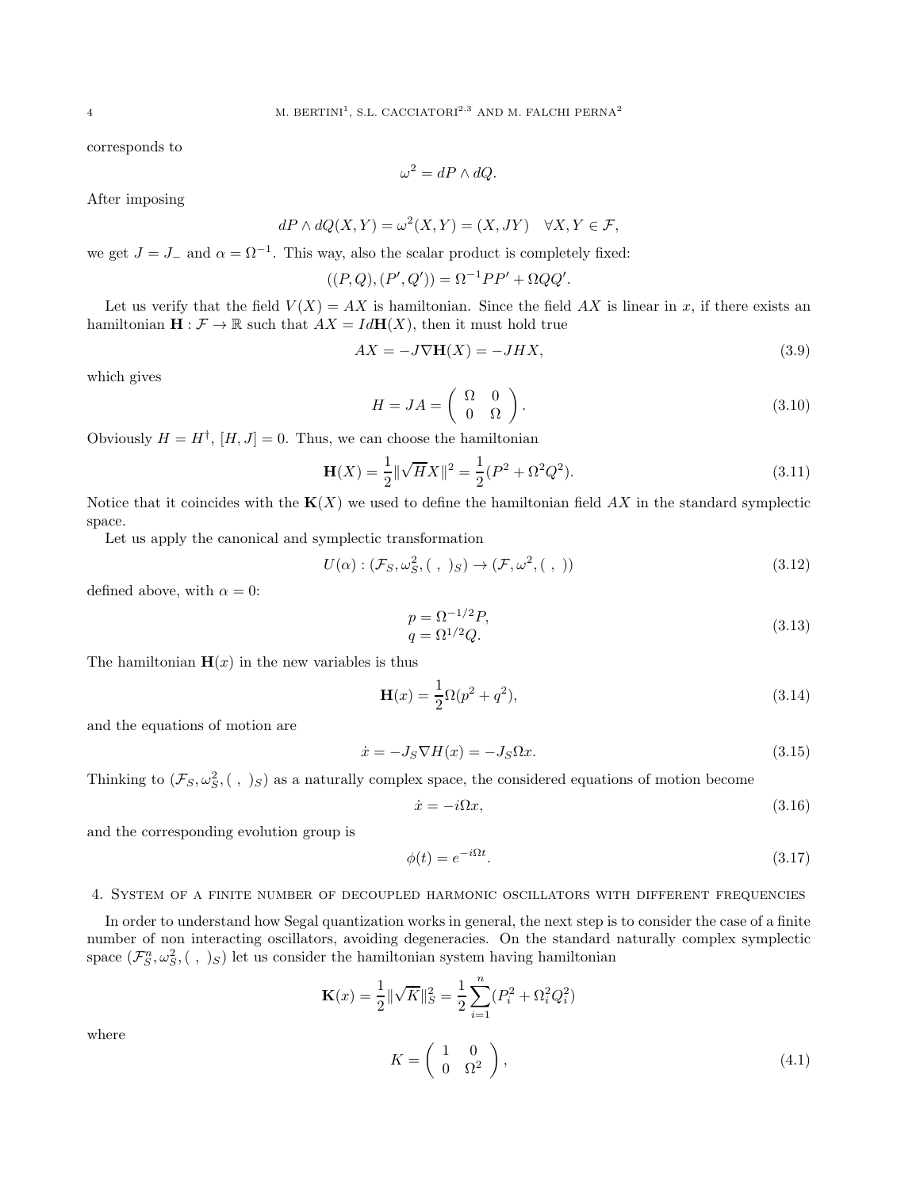corresponds to

$$\omega^2 = dP \wedge dQ.$$

After imposing

$$dP \wedge dQ(X,Y) = \omega^2(X,Y) = (X, JY) \quad \forall X, Y \in \mathcal{F},$$

we get $J = J_-$ and $\alpha = \Omega^{-1}$. This way, also the scalar product is completely fixed:

$$((P,Q),(P',Q')) = \Omega^{-1}PP' + \Omega QQ'.$$

Let us verify that the field $V(X) = AX$ is hamiltonian. Since the field $AX$ is linear in $x$, if there exists an hamiltonian $\mathbf{H} : \mathcal{F} \to \mathbb{R}$ such that $AX = Id\mathbf{H}(X)$, then it must hold true

$$AX = -J\nabla\mathbf{H}(X) = -JHX, \tag{3.9}$$

which gives

$$H = JA = \begin{pmatrix} \Omega & 0 \\ 0 & \Omega \end{pmatrix}. \tag{3.10}$$

Obviously $H = H^\dagger$, $[H, J] = 0$. Thus, we can choose the hamiltonian

$$\mathbf{H}(X) = \frac{1}{2}\|\sqrt{H}X\|^2 = \frac{1}{2}(P^2 + \Omega^2 Q^2). \tag{3.11}$$

Notice that it coincides with the $\mathbf{K}(X)$ we used to define the hamiltonian field $AX$ in the standard symplectic space.

Let us apply the canonical and symplectic transformation

$$U(\alpha) : (\mathcal{F}_S, \omega_S^2, (\ ,\ )_S) \to (\mathcal{F}, \omega^2, (\ ,\ )) \tag{3.12}$$

defined above, with $\alpha = 0$:

$$\begin{aligned} p &= \Omega^{-1/2}P, \\ q &= \Omega^{1/2}Q. \end{aligned} \tag{3.13}$$

The hamiltonian $\mathbf{H}(x)$ in the new variables is thus

$$\mathbf{H}(x) = \frac{1}{2}\Omega(p^2 + q^2), \tag{3.14}$$

and the equations of motion are

$$\dot{x} = -J_S \nabla H(x) = -J_S \Omega x. \tag{3.15}$$

Thinking to $(\mathcal{F}_S, \omega_S^2, (\ ,\ )_S)$ as a naturally complex space, the considered equations of motion become

$$\dot{x} = -i\Omega x, \tag{3.16}$$

and the corresponding evolution group is

$$\phi(t) = e^{-i\Omega t}. \tag{3.17}$$

## 4. System of a finite number of decoupled harmonic oscillators with different frequencies

In order to understand how Segal quantization works in general, the next step is to consider the case of a finite number of non interacting oscillators, avoiding degeneracies. On the standard naturally complex symplectic space $(\mathcal{F}_S^n, \omega_S^2, (\ ,\ )_S)$ let us consider the hamiltonian system having hamiltonian

$$\mathbf{K}(x) = \frac{1}{2}\|\sqrt{K}\|_S^2 = \frac{1}{2}\sum_{i=1}^n (P_i^2 + \Omega_i^2 Q_i^2)$$

where

$$K = \begin{pmatrix} 1 & 0 \\ 0 & \Omega^2 \end{pmatrix}, \tag{4.1}$$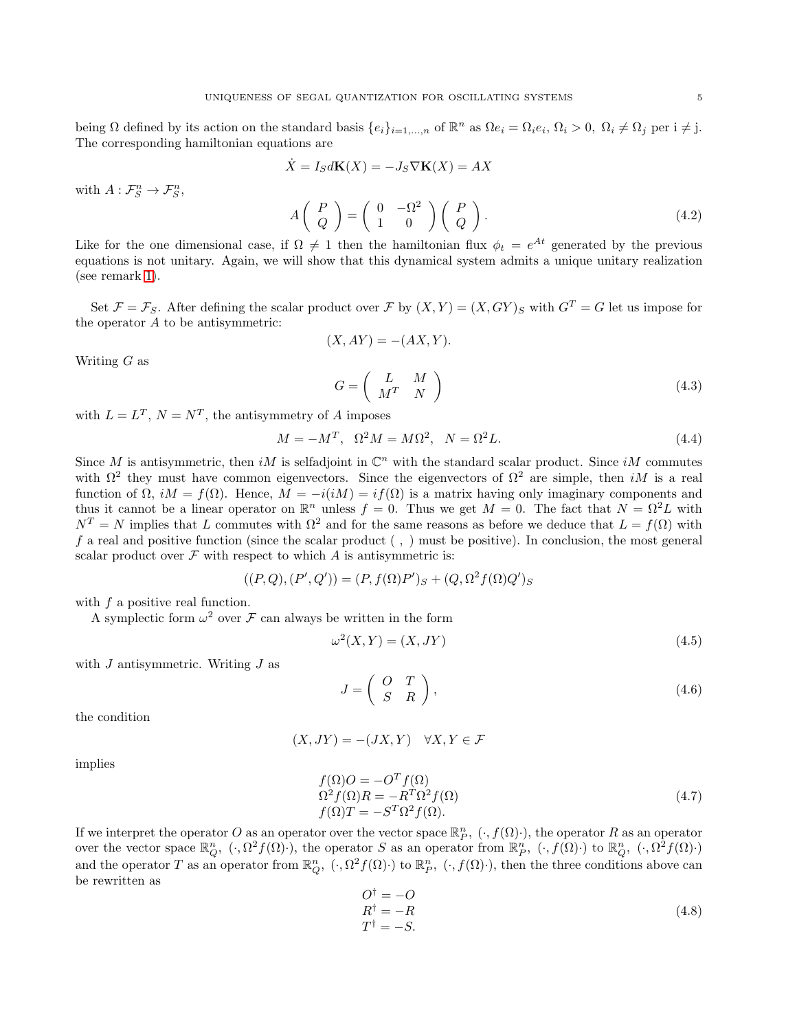being $\Omega$ defined by its action on the standard basis $\{e_i\}_{i=1,\dots,n}$ of $\mathbb{R}^n$ as $\Omega e_i = \Omega_i e_i$, $\Omega_i > 0$, $\Omega_i \neq \Omega_j$ per i $\neq$ j. The corresponding hamiltonian equations are

$$\dot{X} = I_S d\mathbf{K}(X) = -J_S \nabla \mathbf{K}(X) = AX$$

with $A : \mathcal{F}_S^n \to \mathcal{F}_S^n$,

$$A \begin{pmatrix} P \\ Q \end{pmatrix} = \begin{pmatrix} 0 & -\Omega^2 \\ 1 & 0 \end{pmatrix} \begin{pmatrix} P \\ Q \end{pmatrix}. \tag{4.2}$$

Like for the one dimensional case, if $\Omega \neq 1$ then the hamiltonian flux $\phi_t = e^{At}$ generated by the previous equations is not unitary. Again, we will show that this dynamical system admits a unique unitary realization (see remark 1).

Set $\mathcal{F} = \mathcal{F}_S$. After defining the scalar product over $\mathcal{F}$ by $(X, Y) = (X, GY)_S$ with $G^T = G$ let us impose for the operator $A$ to be antisymmetric:

$$(X, AY) = -(AX, Y).$$

Writing $G$ as

$$G = \begin{pmatrix} L & M \\ M^T & N \end{pmatrix} \tag{4.3}$$

with $L = L^T$, $N = N^T$, the antisymmetry of $A$ imposes

$$M = -M^T, \quad \Omega^2 M = M\Omega^2, \quad N = \Omega^2 L. \tag{4.4}$$

Since $M$ is antisymmetric, then $iM$ is selfadjoint in $\mathbb{C}^n$ with the standard scalar product. Since $iM$ commutes with $\Omega^2$ they must have common eigenvectors. Since the eigenvectors of $\Omega^2$ are simple, then $iM$ is a real function of $\Omega$, $iM = f(\Omega)$. Hence, $M = -i(iM) = if(\Omega)$ is a matrix having only imaginary components and thus it cannot be a linear operator on $\mathbb{R}^n$ unless $f = 0$. Thus we get $M = 0$. The fact that $N = \Omega^2 L$ with $N^T = N$ implies that $L$ commutes with $\Omega^2$ and for the same reasons as before we deduce that $L = f(\Omega)$ with $f$ a real and positive function (since the scalar product $(\ ,\ )$ must be positive). In conclusion, the most general scalar product over $\mathcal{F}$ with respect to which $A$ is antisymmetric is:

$$((P, Q), (P', Q')) = (P, f(\Omega)P')_S + (Q, \Omega^2 f(\Omega) Q')_S$$

with $f$ a positive real function.

A symplectic form $\omega^2$ over $\mathcal{F}$ can always be written in the form

$$\omega^2(X, Y) = (X, JY) \tag{4.5}$$

with $J$ antisymmetric. Writing $J$ as

$$J = \begin{pmatrix} O & T \\ S & R \end{pmatrix}, \tag{4.6}$$

the condition

$$(X, JY) = -(JX, Y) \quad \forall X, Y \in \mathcal{F}$$

implies

$$\begin{array}{l} f(\Omega)O = -O^T f(\Omega) \\ \Omega^2 f(\Omega) R = -R^T \Omega^2 f(\Omega) \\ f(\Omega) T = -S^T \Omega^2 f(\Omega). \end{array} \tag{4.7}$$

If we interpret the operator $O$ as an operator over the vector space $\mathbb{R}^n_P$, $(\cdot, f(\Omega)\cdot)$, the operator $R$ as an operator over the vector space $\mathbb{R}^n_Q$, $(\cdot, \Omega^2 f(\Omega)\cdot)$, the operator $S$ as an operator from $\mathbb{R}^n_P$, $(\cdot, f(\Omega)\cdot)$ to $\mathbb{R}^n_Q$, $(\cdot, \Omega^2 f(\Omega)\cdot)$ and the operator $T$ as an operator from $\mathbb{R}^n_Q$, $(\cdot, \Omega^2 f(\Omega)\cdot)$ to $\mathbb{R}^n_P$, $(\cdot, f(\Omega)\cdot)$, then the three conditions above can be rewritten as

$$\begin{array}{l} O^\dagger = -O \\ R^\dagger = -R \\ T^\dagger = -S. \end{array} \tag{4.8}$$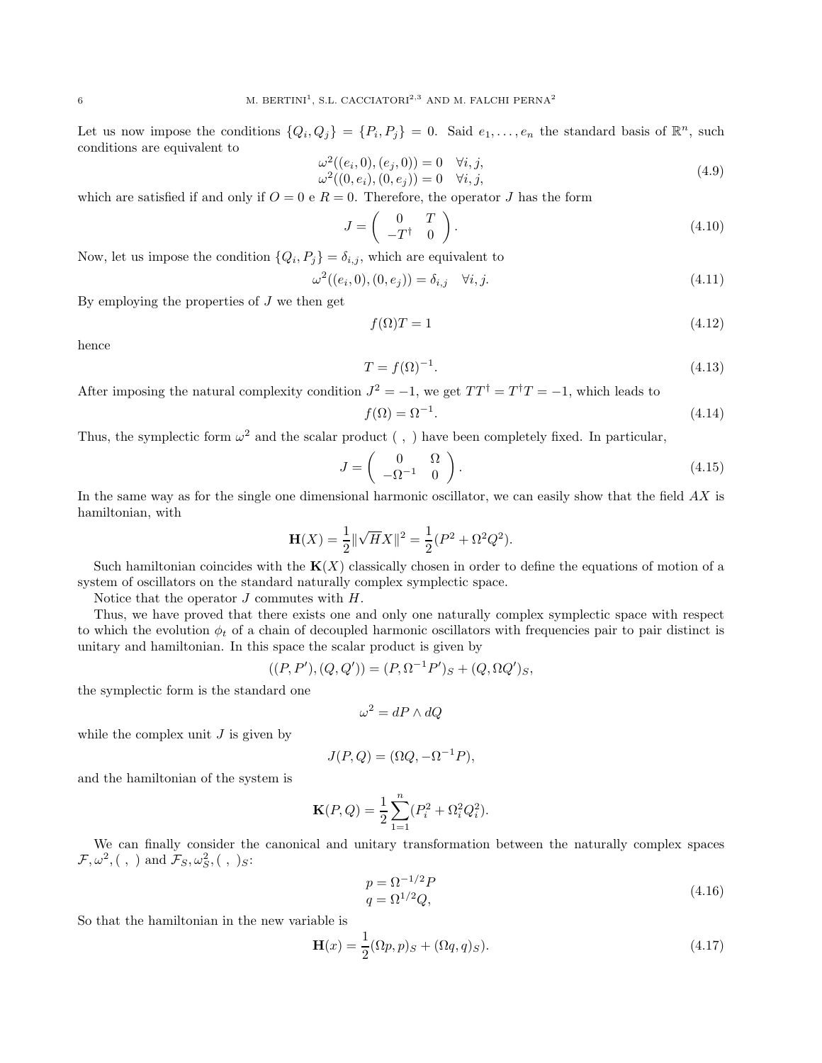Let us now impose the conditions $\{Q_i, Q_j\} = \{P_i, P_j\} = 0$. Said $e_1, \dots, e_n$ the standard basis of $\mathbb{R}^n$, such conditions are equivalent to

$$
\begin{aligned}
\omega^2((e_i, 0), (e_j, 0)) &= 0 \quad \forall i, j, \\
\omega^2((0, e_i), (0, e_j)) &= 0 \quad \forall i, j,
\end{aligned}
\tag{4.9}
$$

which are satisfied if and only if $O = 0$ e $R = 0$. Therefore, the operator $J$ has the form

$$
J = \begin{pmatrix} 0 & T \\ -T^\dagger & 0 \end{pmatrix}. \tag{4.10}
$$

Now, let us impose the condition $\{Q_i, P_j\} = \delta_{i,j}$, which are equivalent to

$$
\omega^2((e_i, 0), (0, e_j)) = \delta_{i,j} \quad \forall i, j. \tag{4.11}
$$

By employing the properties of $J$ we then get

$$
f(\Omega) T = 1 \tag{4.12}
$$

hence

$$
T = f(\Omega)^{-1}. \tag{4.13}
$$

After imposing the natural complexity condition $J^2 = -1$, we get $TT^\dagger = T^\dagger T = -1$, which leads to

$$
f(\Omega) = \Omega^{-1}. \tag{4.14}
$$

Thus, the symplectic form $\omega^2$ and the scalar product $(\ ,\ )$ have been completely fixed. In particular,

$$
J = \begin{pmatrix} 0 & \Omega \\ -\Omega^{-1} & 0 \end{pmatrix}. \tag{4.15}
$$

In the same way as for the single one dimensional harmonic oscillator, we can easily show that the field $AX$ is hamiltonian, with

$$
\mathbf{H}(X) = \frac{1}{2} \|\sqrt{H} X\|^2 = \frac{1}{2}(P^2 + \Omega^2 Q^2).
$$

Such hamiltonian coincides with the $\mathbf{K}(X)$ classically chosen in order to define the equations of motion of a system of oscillators on the standard naturally complex symplectic space.

Notice that the operator $J$ commutes with $H$.

Thus, we have proved that there exists one and only one naturally complex symplectic space with respect to which the evolution $\phi_t$ of a chain of decoupled harmonic oscillators with frequencies pair to pair distinct is unitary and hamiltonian. In this space the scalar product is given by

$$
((P, P'), (Q, Q')) = (P, \Omega^{-1} P')_S + (Q, \Omega Q')_S,
$$

the symplectic form is the standard one

$$
\omega^2 = dP \wedge dQ
$$

while the complex unit $J$ is given by

$$
J(P, Q) = (\Omega Q, -\Omega^{-1} P),
$$

and the hamiltonian of the system is

$$
\mathbf{K}(P, Q) = \frac{1}{2} \sum_{1=1}^{n} (P_i^2 + \Omega_i^2 Q_i^2).
$$

We can finally consider the canonical and unitary transformation between the naturally complex spaces $\mathcal{F}, \omega^2, (\ ,\ )$ and $\mathcal{F}_S, \omega_S^2, (\ ,\ )_S$:

$$
\begin{aligned}
p &= \Omega^{-1/2} P \\
q &= \Omega^{1/2} Q,
\end{aligned}
\tag{4.16}
$$

So that the hamiltonian in the new variable is

$$
\mathbf{H}(x) = \frac{1}{2} (\Omega p, p)_S + (\Omega q, q)_S). \tag{4.17}
$$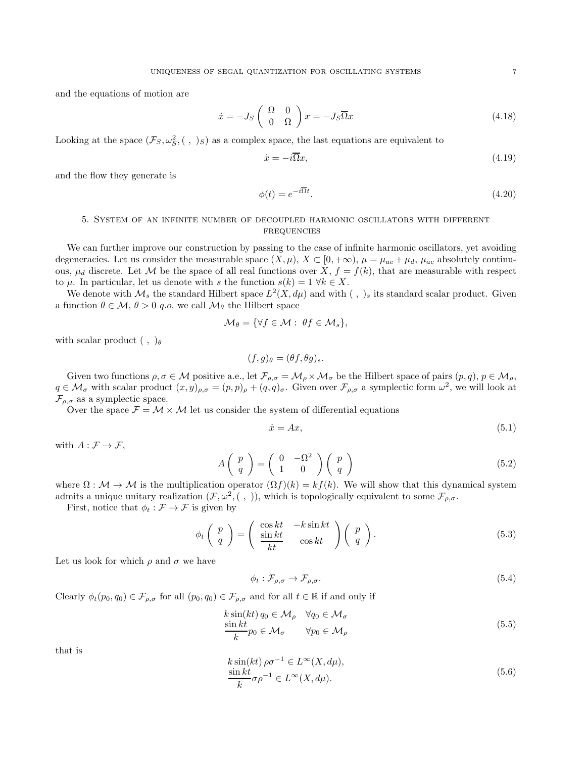and the equations of motion are

$$
\dot{x} = -J_S \begin{pmatrix} \Omega & 0 \\ 0 & \Omega \end{pmatrix} x = -J_S \overline{\Omega} x \tag{4.18}
$$

Looking at the space $(\mathcal{F}_S, \omega_S^2, (\ ,\ )_S)$ as a complex space, the last equations are equivalent to

$$
\dot{x} = -i\overline{\Omega} x, \tag{4.19}
$$

and the flow they generate is

$$
\phi(t) = e^{-i\overline{\Omega} t}. \tag{4.20}
$$

## 5. System of an infinite number of decoupled harmonic oscillators with different frequencies

We can further improve our construction by passing to the case of infinite harmonic oscillators, yet avoiding degeneracies. Let us consider the measurable space $(X, \mu)$, $X \subset [0, +\infty)$, $\mu = \mu_{ac} + \mu_d$, $\mu_{ac}$ absolutely continuous, $\mu_d$ discrete. Let $\mathcal{M}$ be the space of all real functions over $X$, $f = f(k)$, that are measurable with respect to $\mu$. In particular, let us denote with $s$ the function $s(k) = 1\ \forall k \in X$.

We denote with $\mathcal{M}_s$ the standard Hilbert space $L^2(X, d\mu)$ and with $(\ ,\ )_s$ its standard scalar product. Given a function $\theta \in \mathcal{M}$, $\theta > 0$ $q.o.$ we call $\mathcal{M}_\theta$ the Hilbert space

$$
\mathcal{M}_\theta = \{\forall f \in \mathcal{M} :\ \theta f \in \mathcal{M}_s\},
$$

with scalar product $(\ ,\ )_\theta$

$$
(f, g)_\theta = (\theta f, \theta g)_s.
$$

Given two functions $\rho, \sigma \in \mathcal{M}$ positive a.e., let $\mathcal{F}_{\rho,\sigma} = \mathcal{M}_\rho \times \mathcal{M}_\sigma$ be the Hilbert space of pairs $(p, q)$, $p \in \mathcal{M}_\rho$, $q \in \mathcal{M}_\sigma$ with scalar product $(x, y)_{\rho,\sigma} = (p, p)_\rho + (q, q)_\sigma$. Given over $\mathcal{F}_{\rho,\sigma}$ a symplectic form $\omega^2$, we will look at $\mathcal{F}_{\rho,\sigma}$ as a symplectic space.

Over the space $\mathcal{F} = \mathcal{M} \times \mathcal{M}$ let us consider the system of differential equations

$$
\dot{x} = Ax, \tag{5.1}
$$

with $A : \mathcal{F} \to \mathcal{F}$,

$$
A \begin{pmatrix} p \\ q \end{pmatrix} = \begin{pmatrix} 0 & -\Omega^2 \\ 1 & 0 \end{pmatrix} \begin{pmatrix} p \\ q \end{pmatrix} \tag{5.2}
$$

where $\Omega : \mathcal{M} \to \mathcal{M}$ is the multiplication operator $(\Omega f)(k) = kf(k)$. We will show that this dynamical system admits a unique unitary realization $(\mathcal{F}, \omega^2, (\ ,\ ))$, which is topologically equivalent to some $\mathcal{F}_{\rho,\sigma}$.

First, notice that $\phi_t : \mathcal{F} \to \mathcal{F}$ is given by

$$
\phi_t \begin{pmatrix} p \\ q \end{pmatrix} = \begin{pmatrix} \cos kt & -k \sin kt \\ \dfrac{\sin kt}{kt} & \cos kt \end{pmatrix} \begin{pmatrix} p \\ q \end{pmatrix}. \tag{5.3}
$$

Let us look for which $\rho$ and $\sigma$ we have

$$
\phi_t : \mathcal{F}_{\rho,\sigma} \to \mathcal{F}_{\rho,\sigma}. \tag{5.4}
$$

Clearly $\phi_t(p_0, q_0) \in \mathcal{F}_{\rho,\sigma}$ for all $(p_0, q_0) \in \mathcal{F}_{\rho,\sigma}$ and for all $t \in \mathbb{R}$ if and only if

$$
\begin{aligned}
&k \sin(kt)\, q_0 \in \mathcal{M}_\rho \quad \forall q_0 \in \mathcal{M}_\sigma \\
&\frac{\sin kt}{k} p_0 \in \mathcal{M}_\sigma \qquad \forall p_0 \in \mathcal{M}_\rho
\end{aligned} \tag{5.5}
$$

that is

$$
\begin{aligned}
&k \sin(kt)\, \rho\sigma^{-1} \in L^\infty(X, d\mu), \\
&\frac{\sin kt}{k} \sigma\rho^{-1} \in L^\infty(X, d\mu).
\end{aligned} \tag{5.6}
$$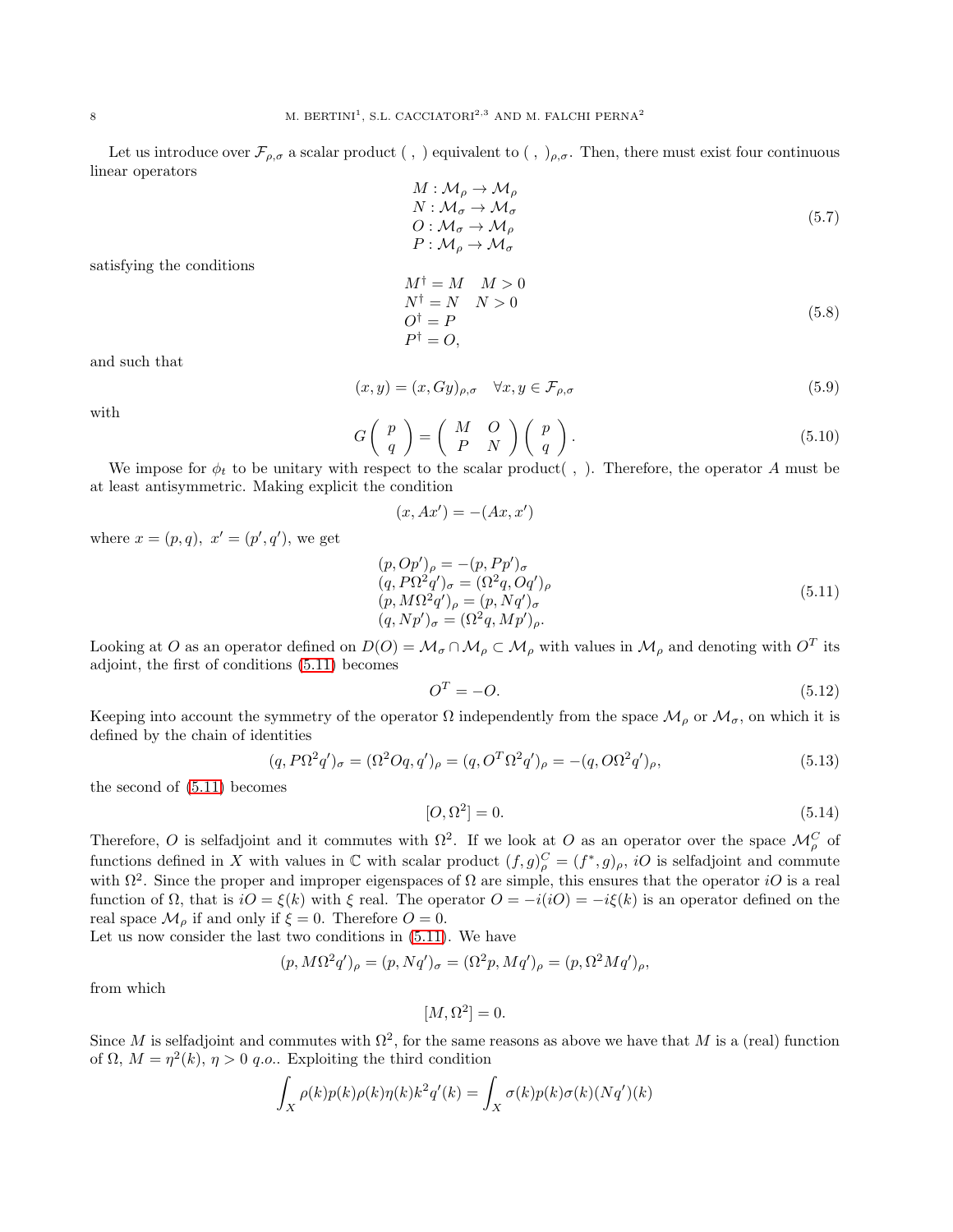Let us introduce over $\mathcal{F}_{\rho,\sigma}$ a scalar product $(\ ,\ )$ equivalent to $(\ ,\ )_{\rho,\sigma}$. Then, there must exist four continuous linear operators

$$
\begin{array}{l}
M : \mathcal{M}_\rho \to \mathcal{M}_\rho \\
N : \mathcal{M}_\sigma \to \mathcal{M}_\sigma \\
O : \mathcal{M}_\sigma \to \mathcal{M}_\rho \\
P : \mathcal{M}_\rho \to \mathcal{M}_\sigma
\end{array}
\tag{5.7}
$$

satisfying the conditions

$$
\begin{array}{l}
M^\dagger = M \quad M > 0 \\
N^\dagger = N \quad N > 0 \\
O^\dagger = P \\
P^\dagger = O,
\end{array}
\tag{5.8}
$$

and such that

$$
(x, y) = (x, Gy)_{\rho,\sigma} \quad \forall x, y \in \mathcal{F}_{\rho,\sigma}
\tag{5.9}
$$

with

$$
G \begin{pmatrix} p \\ q \end{pmatrix} = \begin{pmatrix} M & O \\ P & N \end{pmatrix} \begin{pmatrix} p \\ q \end{pmatrix}.
\tag{5.10}
$$

We impose for $\phi_t$ to be unitary with respect to the scalar product$(\ ,\ )$. Therefore, the operator $A$ must be at least antisymmetric. Making explicit the condition

$$
(x, Ax') = -(Ax, x')
$$

where $x = (p, q),\ x' = (p', q')$, we get

$$
\begin{array}{l}
(p, Op')_\rho = -(p, Pp')_\sigma \\
(q, P\Omega^2 q')_\sigma = (\Omega^2 q, Oq')_\rho \\
(p, M\Omega^2 q')_\rho = (p, Nq')_\sigma \\
(q, Np')_\sigma = (\Omega^2 q, Mp')_\rho.
\end{array}
\tag{5.11}
$$

Looking at $O$ as an operator defined on $D(O) = \mathcal{M}_\sigma \cap \mathcal{M}_\rho \subset \mathcal{M}_\rho$ with values in $\mathcal{M}_\rho$ and denoting with $O^T$ its adjoint, the first of conditions (5.11) becomes

$$
O^T = -O.
\tag{5.12}
$$

Keeping into account the symmetry of the operator $\Omega$ independently from the space $\mathcal{M}_\rho$ or $\mathcal{M}_\sigma$, on which it is defined by the chain of identities

$$
(q, P\Omega^2 q')_\sigma = (\Omega^2 Oq, q')_\rho = (q, O^T \Omega^2 q')_\rho = -(q, O\Omega^2 q')_\rho,
\tag{5.13}
$$

the second of (5.11) becomes

$$
[O, \Omega^2] = 0.
\tag{5.14}
$$

Therefore, $O$ is selfadjoint and it commutes with $\Omega^2$. If we look at $O$ as an operator over the space $\mathcal{M}_\rho^C$ of functions defined in $X$ with values in $\mathbb{C}$ with scalar product $(f, g)_\rho^C = (f^*, g)_\rho$, $iO$ is selfadjoint and commute with $\Omega^2$. Since the proper and improper eigenspaces of $\Omega$ are simple, this ensures that the operator $iO$ is a real function of $\Omega$, that is $iO = \xi(k)$ with $\xi$ real. The operator $O = -i(iO) = -i\xi(k)$ is an operator defined on the real space $\mathcal{M}_\rho$ if and only if $\xi = 0$. Therefore $O = 0$.
Let us now consider the last two conditions in (5.11). We have

$$
(p, M\Omega^2 q')_\rho = (p, Nq')_\sigma = (\Omega^2 p, Mq')_\rho = (p, \Omega^2 Mq')_\rho,
$$

from which

$$
[M, \Omega^2] = 0.
$$

Since $M$ is selfadjoint and commutes with $\Omega^2$, for the same reasons as above we have that $M$ is a (real) function of $\Omega$, $M = \eta^2(k)$, $\eta > 0$ *q.o.*. Exploiting the third condition

$$
\int_X \rho(k) p(k) \rho(k) \eta(k) k^2 q'(k) = \int_X \sigma(k) p(k) \sigma(k) (Nq')(k)
$$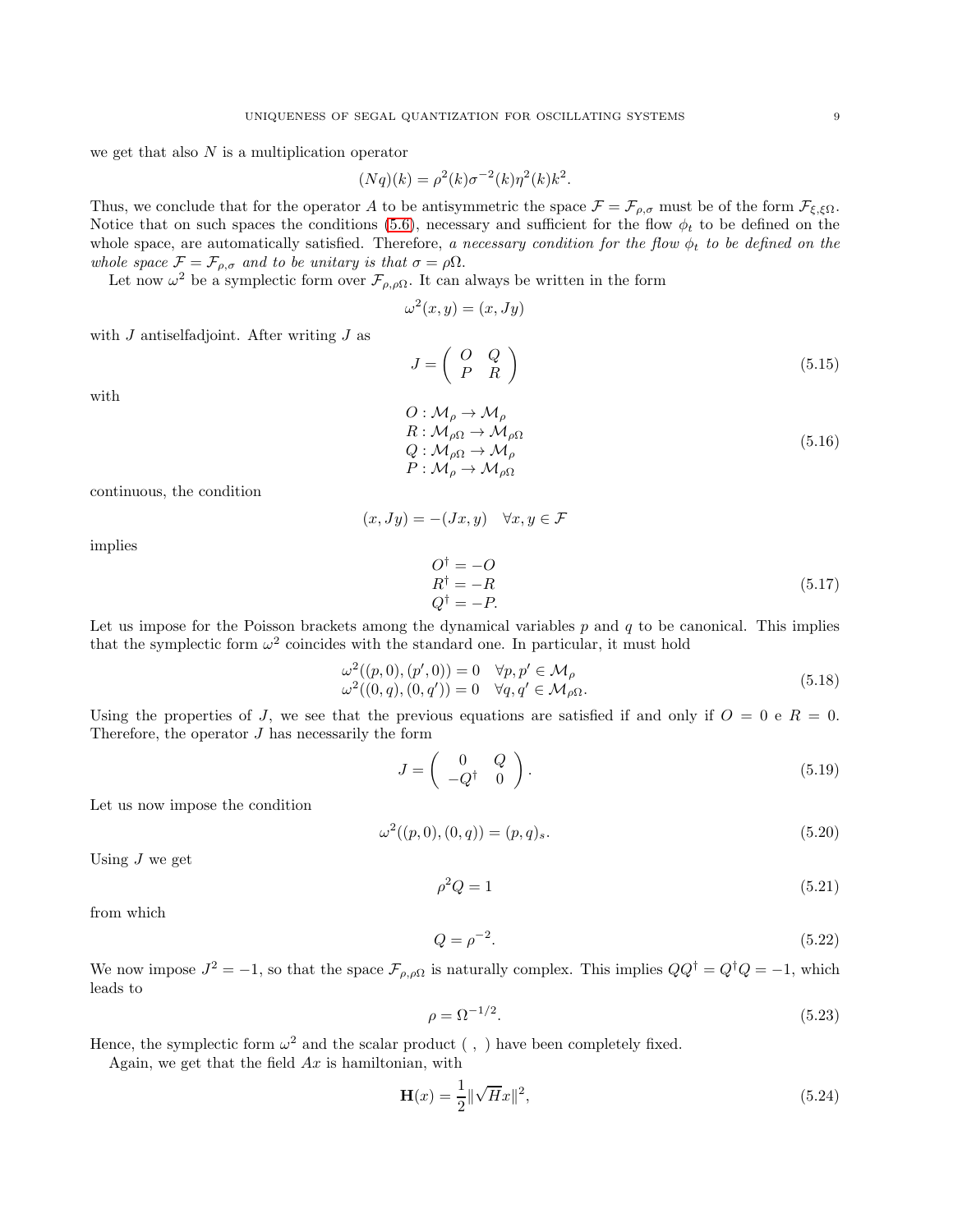we get that also $N$ is a multiplication operator

$$(Nq)(k) = \rho^2(k)\sigma^{-2}(k)\eta^2(k)k^2.$$

Thus, we conclude that for the operator $A$ to be antisymmetric the space $\mathcal{F} = \mathcal{F}_{\rho,\sigma}$ must be of the form $\mathcal{F}_{\xi,\xi\Omega}$. Notice that on such spaces the conditions (5.6), necessary and sufficient for the flow $\phi_t$ to be defined on the whole space, are automatically satisfied. Therefore, *a necessary condition for the flow $\phi_t$ to be defined on the whole space $\mathcal{F} = \mathcal{F}_{\rho,\sigma}$ and to be unitary is that $\sigma = \rho\Omega$.*

Let now $\omega^2$ be a symplectic form over $\mathcal{F}_{\rho,\rho\Omega}$. It can always be written in the form

$$\omega^2(x, y) = (x, Jy)$$

with $J$ antiselfadjoint. After writing $J$ as

$$J = \begin{pmatrix} O & Q \\ P & R \end{pmatrix} \tag{5.15}$$

with

$$\begin{array}{l} O : \mathcal{M}_\rho \to \mathcal{M}_\rho \\ R : \mathcal{M}_{\rho\Omega} \to \mathcal{M}_{\rho\Omega} \\ Q : \mathcal{M}_{\rho\Omega} \to \mathcal{M}_\rho \\ P : \mathcal{M}_\rho \to \mathcal{M}_{\rho\Omega} \end{array} \tag{5.16}$$

continuous, the condition

$$(x, Jy) = -(Jx, y) \quad \forall x, y \in \mathcal{F}$$

implies

$$\begin{array}{l} O^\dagger = -O \\ R^\dagger = -R \\ Q^\dagger = -P. \end{array} \tag{5.17}$$

Let us impose for the Poisson brackets among the dynamical variables $p$ and $q$ to be canonical. This implies that the symplectic form $\omega^2$ coincides with the standard one. In particular, it must hold

$$\begin{array}{ll} \omega^2((p, 0), (p', 0)) = 0 & \forall p, p' \in \mathcal{M}_\rho \\ \omega^2((0, q), (0, q')) = 0 & \forall q, q' \in \mathcal{M}_{\rho\Omega}. \end{array} \tag{5.18}$$

Using the properties of $J$, we see that the previous equations are satisfied if and only if $O = 0$ e $R = 0$. Therefore, the operator $J$ has necessarily the form

$$J = \begin{pmatrix} 0 & Q \\ -Q^\dagger & 0 \end{pmatrix}. \tag{5.19}$$

Let us now impose the condition

$$\omega^2((p, 0), (0, q)) = (p, q)_s. \tag{5.20}$$

Using $J$ we get

$$\rho^2 Q = 1 \tag{5.21}$$

from which

$$Q = \rho^{-2}. \tag{5.22}$$

We now impose $J^2 = -1$, so that the space $\mathcal{F}_{\rho,\rho\Omega}$ is naturally complex. This implies $QQ^\dagger = Q^\dagger Q = -1$, which leads to

$$\rho = \Omega^{-1/2}. \tag{5.23}$$

Hence, the symplectic form $\omega^2$ and the scalar product $( \, , \, )$ have been completely fixed.

Again, we get that the field $Ax$ is hamiltonian, with

$$\mathbf{H}(x) = \frac{1}{2}\|\sqrt{H}x\|^2, \tag{5.24}$$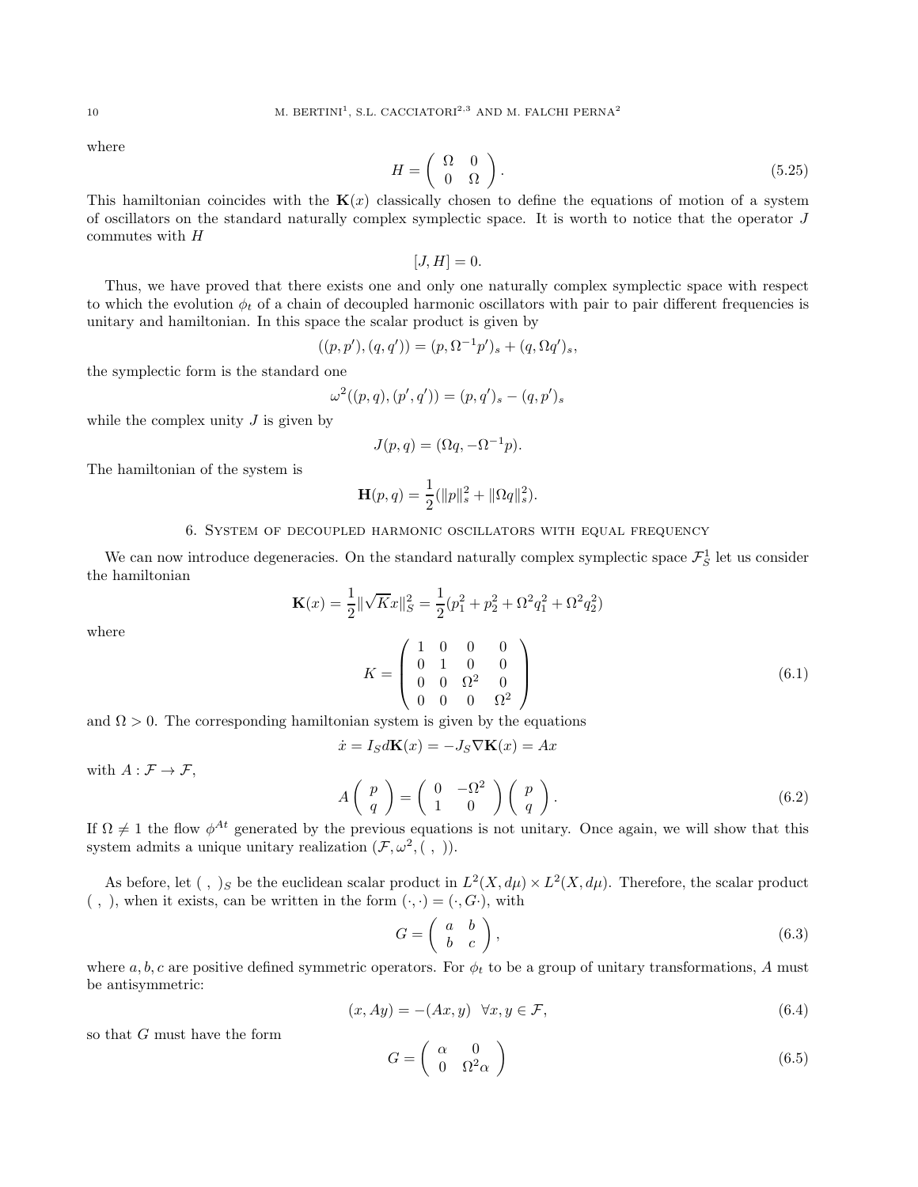where

$$H = \begin{pmatrix} \Omega & 0 \\ 0 & \Omega \end{pmatrix}. \tag{5.25}$$

This hamiltonian coincides with the $\mathbf{K}(x)$ classically chosen to define the equations of motion of a system of oscillators on the standard naturally complex symplectic space. It is worth to notice that the operator $J$ commutes with $H$

$$[J, H] = 0.$$

Thus, we have proved that there exists one and only one naturally complex symplectic space with respect to which the evolution $\phi_t$ of a chain of decoupled harmonic oscillators with pair to pair different frequencies is unitary and hamiltonian. In this space the scalar product is given by

$$((p, p'), (q, q')) = (p, \Omega^{-1} p')_s + (q, \Omega q')_s,$$

the symplectic form is the standard one

$$\omega^2((p, q), (p', q')) = (p, q')_s - (q, p')_s$$

while the complex unity $J$ is given by

$$J(p, q) = (\Omega q, -\Omega^{-1} p).$$

The hamiltonian of the system is

$$\mathbf{H}(p, q) = \frac{1}{2}(\|p\|_s^2 + \|\Omega q\|_s^2).$$

## 6. System of decoupled harmonic oscillators with equal frequency

We can now introduce degeneracies. On the standard naturally complex symplectic space $\mathcal{F}_S^1$ let us consider the hamiltonian

$$\mathbf{K}(x) = \frac{1}{2}\|\sqrt{K}x\|_S^2 = \frac{1}{2}(p_1^2 + p_2^2 + \Omega^2 q_1^2 + \Omega^2 q_2^2)$$

where

$$K = \begin{pmatrix} 1 & 0 & 0 & 0 \\ 0 & 1 & 0 & 0 \\ 0 & 0 & \Omega^2 & 0 \\ 0 & 0 & 0 & \Omega^2 \end{pmatrix} \tag{6.1}$$

and $\Omega > 0$. The corresponding hamiltonian system is given by the equations

$$\dot{x} = I_S d\mathbf{K}(x) = -J_S \nabla \mathbf{K}(x) = Ax$$

with $A : \mathcal{F} \to \mathcal{F}$,

$$A \begin{pmatrix} p \\ q \end{pmatrix} = \begin{pmatrix} 0 & -\Omega^2 \\ 1 & 0 \end{pmatrix} \begin{pmatrix} p \\ q \end{pmatrix}. \tag{6.2}$$

If $\Omega \neq 1$ the flow $\phi^{At}$ generated by the previous equations is not unitary. Once again, we will show that this system admits a unique unitary realization $(\mathcal{F}, \omega^2, (\ ,\ ))$.

As before, let $(\ ,\ )_S$ be the euclidean scalar product in $L^2(X, d\mu) \times L^2(X, d\mu)$. Therefore, the scalar product $(\ ,\ )$, when it exists, can be written in the form $(\cdot, \cdot) = (\cdot, G\cdot)$, with

$$G = \begin{pmatrix} a & b \\ b & c \end{pmatrix}, \tag{6.3}$$

where $a, b, c$ are positive defined symmetric operators. For $\phi_t$ to be a group of unitary transformations, $A$ must be antisymmetric:

$$(x, Ay) = -(Ax, y) \ \ \forall x, y \in \mathcal{F}, \tag{6.4}$$

so that $G$ must have the form

$$G = \begin{pmatrix} \alpha & 0 \\ 0 & \Omega^2 \alpha \end{pmatrix} \tag{6.5}$$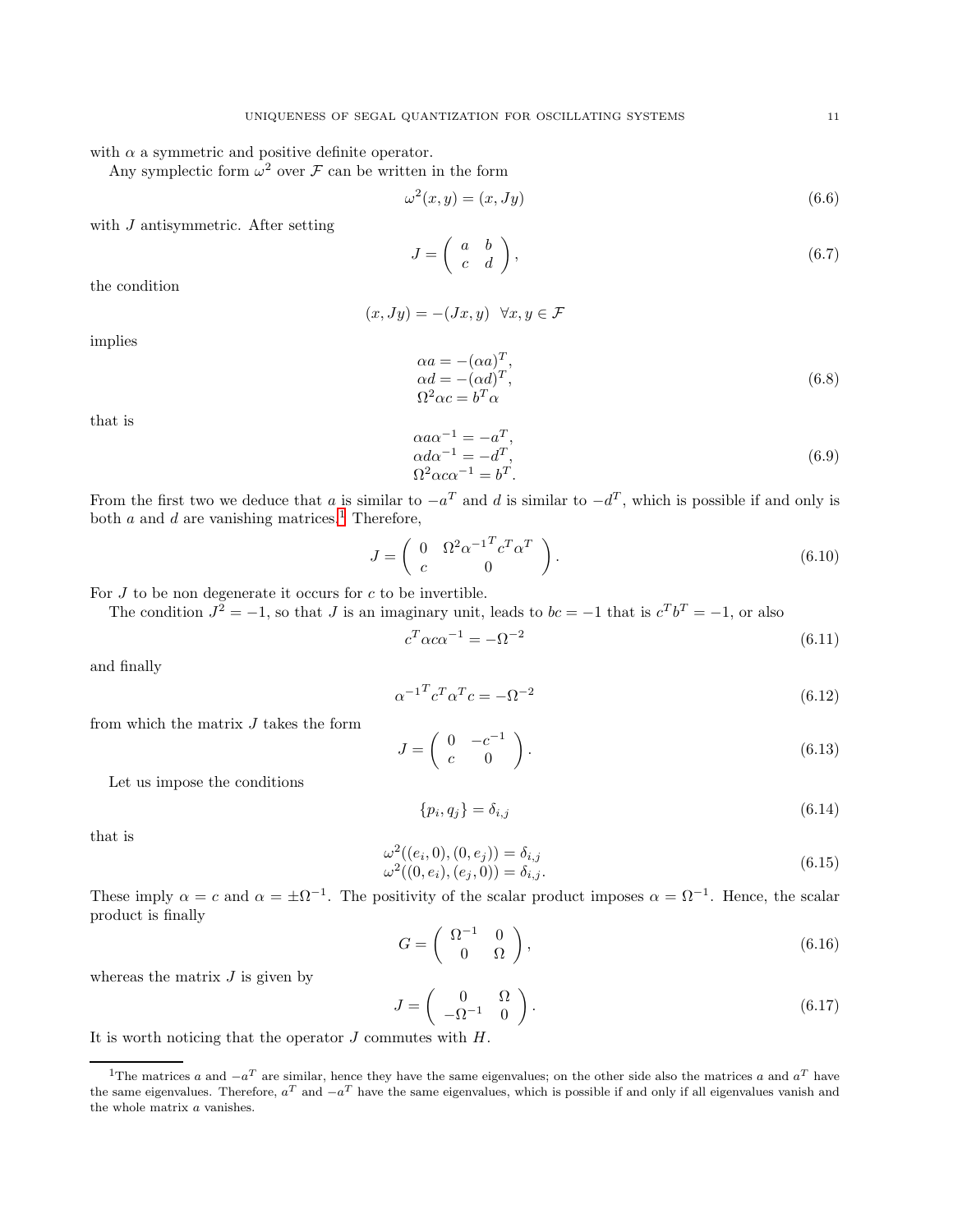with $\alpha$ a symmetric and positive definite operator.

Any symplectic form $\omega^2$ over $\mathcal{F}$ can be written in the form

$$\omega^2(x, y) = (x, Jy) \tag{6.6}$$

with $J$ antisymmetric. After setting

$$J = \begin{pmatrix} a & b \\ c & d \end{pmatrix}, \tag{6.7}$$

the condition

$$(x, Jy) = -(Jx, y) \quad \forall x, y \in \mathcal{F}$$

implies

$$\begin{array}{l} \alpha a = -(\alpha a)^T, \\ \alpha d = -(\alpha d)^T, \\ \Omega^2 \alpha c = b^T \alpha \end{array} \tag{6.8}$$

that is

$$\begin{array}{l} \alpha a \alpha^{-1} = -a^T, \\ \alpha d \alpha^{-1} = -d^T, \\ \Omega^2 \alpha c \alpha^{-1} = b^T. \end{array} \tag{6.9}$$

From the first two we deduce that $a$ is similar to $-a^T$ and $d$ is similar to $-d^T$, which is possible if and only is both $a$ and $d$ are vanishing matrices.[1] Therefore,

$$J = \begin{pmatrix} 0 & \Omega^2 {\alpha^{-1}}^T c^T \alpha^T \\ c & 0 \end{pmatrix}. \tag{6.10}$$

For $J$ to be non degenerate it occurs for $c$ to be invertible.

The condition $J^2 = -1$, so that $J$ is an imaginary unit, leads to $bc = -1$ that is $c^T b^T = -1$, or also

$$c^T \alpha c \alpha^{-1} = -\Omega^{-2} \tag{6.11}$$

and finally

$${\alpha^{-1}}^T c^T \alpha^T c = -\Omega^{-2} \tag{6.12}$$

from which the matrix $J$ takes the form

$$J = \begin{pmatrix} 0 & -c^{-1} \\ c & 0 \end{pmatrix}. \tag{6.13}$$

Let us impose the conditions

$$\{p_i, q_j\} = \delta_{i,j} \tag{6.14}$$

that is

$$\begin{array}{l} \omega^2((e_i, 0), (0, e_j)) = \delta_{i,j} \\ \omega^2((0, e_i), (e_j, 0)) = \delta_{i,j}. \end{array} \tag{6.15}$$

These imply $\alpha = c$ and $\alpha = \pm \Omega^{-1}$. The positivity of the scalar product imposes $\alpha = \Omega^{-1}$. Hence, the scalar product is finally

$$G = \begin{pmatrix} \Omega^{-1} & 0 \\ 0 & \Omega \end{pmatrix}, \tag{6.16}$$

whereas the matrix $J$ is given by

$$J = \begin{pmatrix} 0 & \Omega \\ -\Omega^{-1} & 0 \end{pmatrix}. \tag{6.17}$$

It is worth noticing that the operator $J$ commutes with $H$.

---

[1] The matrices $a$ and $-a^T$ are similar, hence they have the same eigenvalues; on the other side also the matrices $a$ and $a^T$ have the same eigenvalues. Therefore, $a^T$ and $-a^T$ have the same eigenvalues, which is possible if and only if all eigenvalues vanish and the whole matrix $a$ vanishes.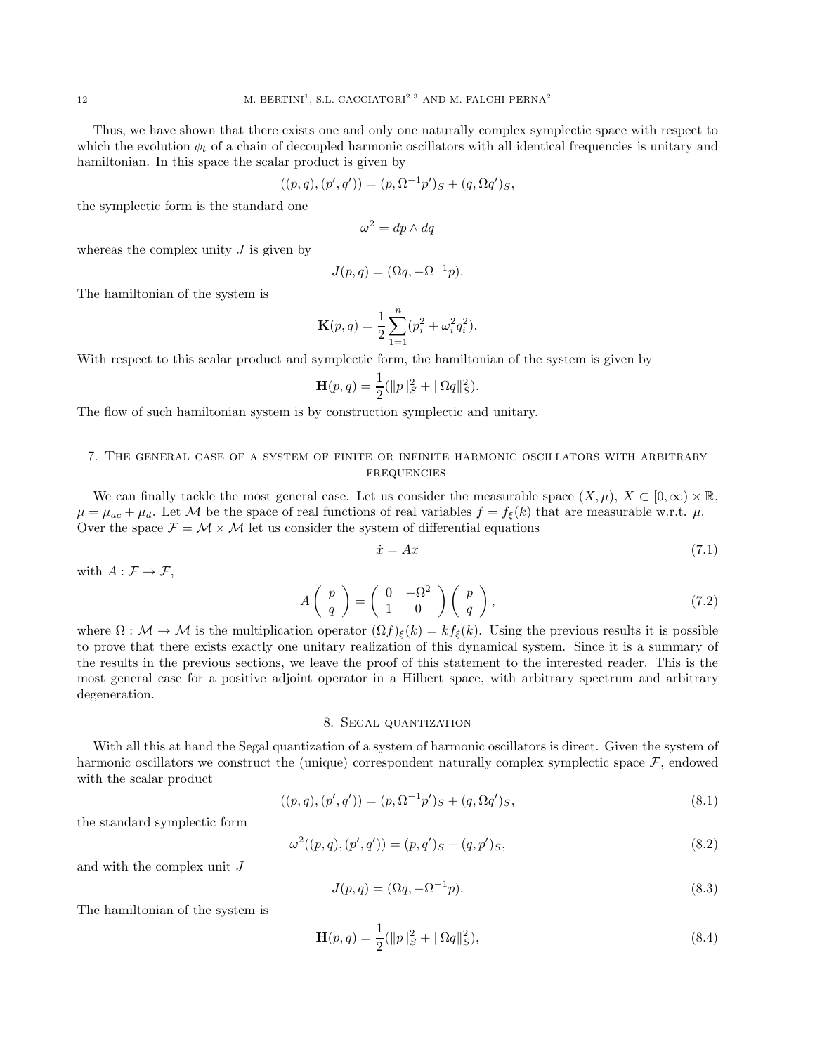Thus, we have shown that there exists one and only one naturally complex symplectic space with respect to which the evolution $\phi_t$ of a chain of decoupled harmonic oscillators with all identical frequencies is unitary and hamiltonian. In this space the scalar product is given by

$$((p,q),(p',q')) = (p, \Omega^{-1}p')_S + (q, \Omega q')_S,$$

the symplectic form is the standard one

$$\omega^2 = dp \wedge dq$$

whereas the complex unity $J$ is given by

$$J(p,q) = (\Omega q, -\Omega^{-1} p).$$

The hamiltonian of the system is

$$\mathbf{K}(p,q) = \frac{1}{2}\sum_{1=1}^{n}(p_i^2 + \omega_i^2 q_i^2).$$

With respect to this scalar product and symplectic form, the hamiltonian of the system is given by

$$\mathbf{H}(p,q) = \frac{1}{2}(\|p\|_S^2 + \|\Omega q\|_S^2).$$

The flow of such hamiltonian system is by construction symplectic and unitary.

## 7. The general case of a system of finite or infinite harmonic oscillators with arbitrary frequencies

We can finally tackle the most general case. Let us consider the measurable space $(X, \mu)$, $X \subset [0,\infty) \times \mathbb{R}$, $\mu = \mu_{ac} + \mu_d$. Let $\mathcal{M}$ be the space of real functions of real variables $f = f_\xi(k)$ that are measurable w.r.t. $\mu$. Over the space $\mathcal{F} = \mathcal{M} \times \mathcal{M}$ let us consider the system of differential equations

$$\dot{x} = Ax \tag{7.1}$$

with $A : \mathcal{F} \to \mathcal{F}$,

$$A \begin{pmatrix} p \\ q \end{pmatrix} = \begin{pmatrix} 0 & -\Omega^2 \\ 1 & 0 \end{pmatrix} \begin{pmatrix} p \\ q \end{pmatrix}, \tag{7.2}$$

where $\Omega : \mathcal{M} \to \mathcal{M}$ is the multiplication operator $(\Omega f)_\xi(k) = k f_\xi(k)$. Using the previous results it is possible to prove that there exists exactly one unitary realization of this dynamical system. Since it is a summary of the results in the previous sections, we leave the proof of this statement to the interested reader. This is the most general case for a positive adjoint operator in a Hilbert space, with arbitrary spectrum and arbitrary degeneration.

## 8. Segal quantization

With all this at hand the Segal quantization of a system of harmonic oscillators is direct. Given the system of harmonic oscillators we construct the (unique) correspondent naturally complex symplectic space $\mathcal{F}$, endowed with the scalar product

$$((p,q),(p',q')) = (p, \Omega^{-1}p')_S + (q, \Omega q')_S, \tag{8.1}$$

the standard symplectic form

$$\omega^2((p,q),(p',q')) = (p, q')_S - (q, p')_S, \tag{8.2}$$

and with the complex unit $J$

$$J(p,q) = (\Omega q, -\Omega^{-1} p). \tag{8.3}$$

The hamiltonian of the system is

$$\mathbf{H}(p,q) = \frac{1}{2}(\|p\|_S^2 + \|\Omega q\|_S^2), \tag{8.4}$$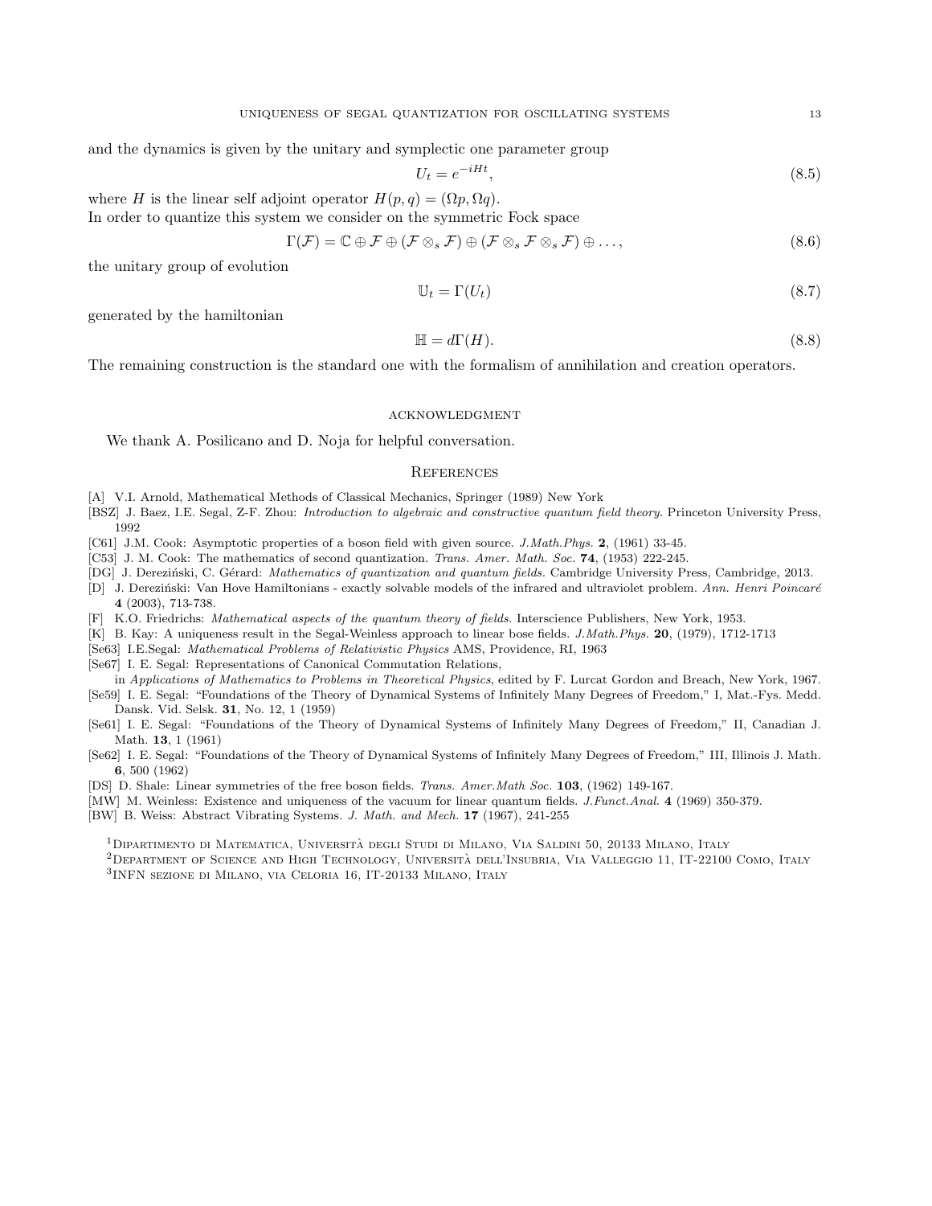and the dynamics is given by the unitary and symplectic one parameter group

$$U_t = e^{-iHt}, \tag{8.5}$$

where $H$ is the linear self adjoint operator $H(p, q) = (\Omega p, \Omega q)$.
In order to quantize this system we consider on the symmetric Fock space

$$\Gamma(\mathcal{F}) = \mathbb{C} \oplus \mathcal{F} \oplus (\mathcal{F} \otimes_s \mathcal{F}) \oplus (\mathcal{F} \otimes_s \mathcal{F} \otimes_s \mathcal{F}) \oplus \ldots, \tag{8.6}$$

the unitary group of evolution

$$\mathbb{U}_t = \Gamma(U_t) \tag{8.7}$$

generated by the hamiltonian

$$\mathbb{H} = d\Gamma(H). \tag{8.8}$$

The remaining construction is the standard one with the formalism of annihilation and creation operators.

## Acknowledgment

We thank A. Posilicano and D. Noja for helpful conversation.

## References

[A] V.I. Arnold, Mathematical Methods of Classical Mechanics, Springer (1989) New York

[BSZ] J. Baez, I.E. Segal, Z-F. Zhou: *Introduction to algebraic and constructive quantum field theory.* Princeton University Press, 1992

[C61] J.M. Cook: Asymptotic properties of a boson field with given source. *J.Math.Phys.* **2**, (1961) 33-45.

[C53] J. M. Cook: The mathematics of second quantization. *Trans. Amer. Math. Soc.* **74**, (1953) 222-245.

[DG] J. Dereziński, C. Gérard: *Mathematics of quantization and quantum fields.* Cambridge University Press, Cambridge, 2013.

[D] J. Dereziński: Van Hove Hamiltonians - exactly solvable models of the infrared and ultraviolet problem. *Ann. Henri Poincaré* **4** (2003), 713-738.

[F] K.O. Friedrichs: *Mathematical aspects of the quantum theory of fields.* Interscience Publishers, New York, 1953.

[K] B. Kay: A uniqueness result in the Segal-Weinless approach to linear bose fields. *J.Math.Phys.* **20**, (1979), 1712-1713

[Se63] I.E.Segal: *Mathematical Problems of Relativistic Physics* AMS, Providence, RI, 1963

[Se67] I. E. Segal: Representations of Canonical Commutation Relations, in *Applications of Mathematics to Problems in Theoretical Physics*, edited by F. Lurcat Gordon and Breach, New York, 1967.

[Se59] I. E. Segal: "Foundations of the Theory of Dynamical Systems of Infinitely Many Degrees of Freedom," I, Mat.-Fys. Medd. Dansk. Vid. Selsk. **31**, No. 12, 1 (1959)

[Se61] I. E. Segal: "Foundations of the Theory of Dynamical Systems of Infinitely Many Degrees of Freedom," II, Canadian J. Math. **13**, 1 (1961)

[Se62] I. E. Segal: "Foundations of the Theory of Dynamical Systems of Infinitely Many Degrees of Freedom," III, Illinois J. Math. **6**, 500 (1962)

[DS] D. Shale: Linear symmetries of the free boson fields. *Trans. Amer.Math Soc.* **103**, (1962) 149-167.

[MW] M. Weinless: Existence and uniqueness of the vacuum for linear quantum fields. *J.Funct.Anal.* **4** (1969) 350-379.

[BW] B. Weiss: Abstract Vibrating Systems. *J. Math. and Mech.* **17** (1967), 241-255

[1] Dipartimento di Matematica, Università degli Studi di Milano, Via Saldini 50, 20133 Milano, Italy

[2] Department of Science and High Technology, Università dell'Insubria, Via Valleggio 11, IT-22100 Como, Italy

[3] INFN sezione di Milano, via Celoria 16, IT-20133 Milano, Italy